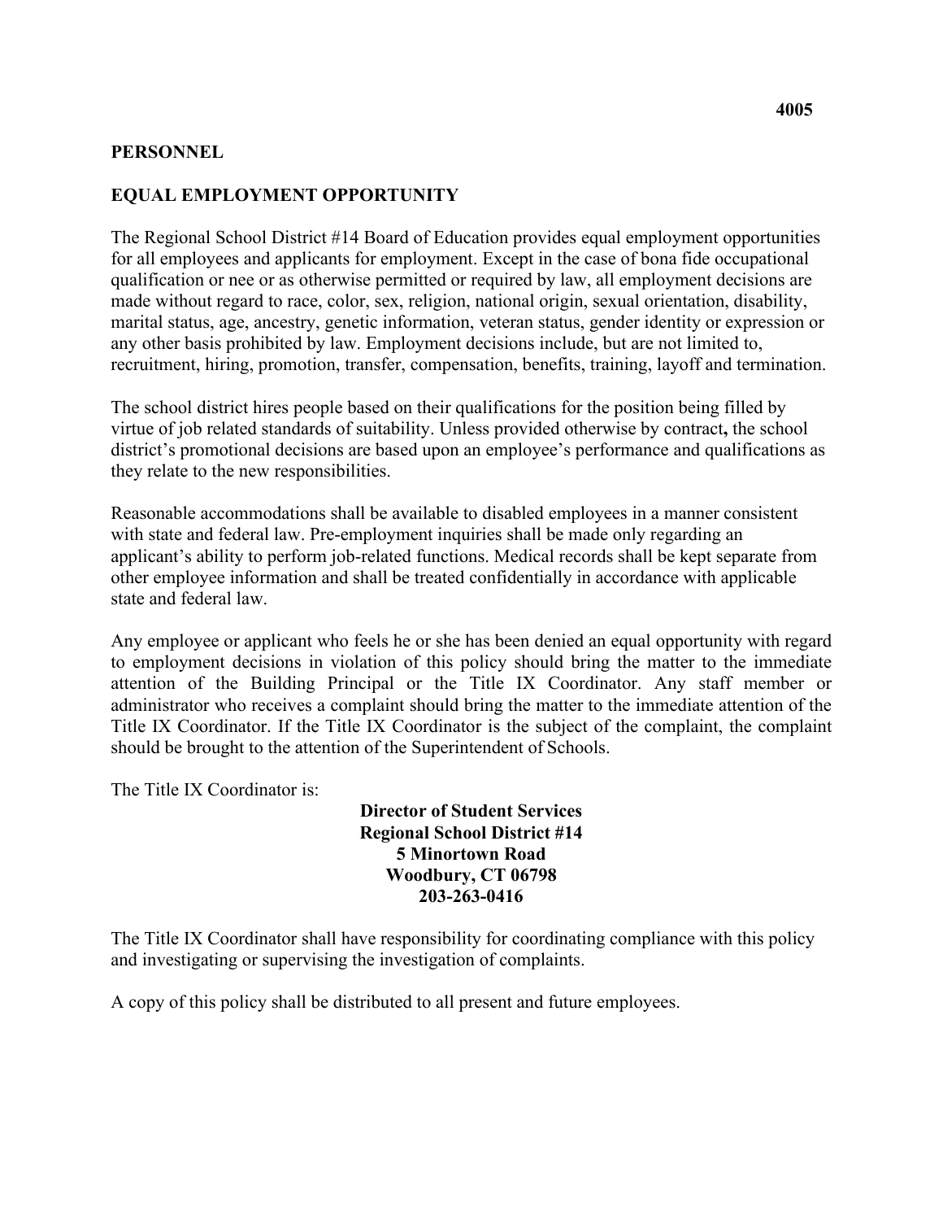4005

**PERSONNEL**

**EQUAL EMPLOYMENT OPPORTUNITY**

The Regional School District #14 Board of Education provides equal employment opportunities for all employees and applicants for employment. Except in the case of bona fide occupational qualification or nee or as otherwise permitted or required by law, all employment decisions are made without regard to race, color, sex, religion, national origin, sexual orientation, disability, marital status, age, ancestry, genetic information, veteran status, gender identity or expression or any other basis prohibited by law. Employment decisions include, but are not limited to, recruitment, hiring, promotion, transfer, compensation, benefits, training, layoff and termination.

The school district hires people based on their qualifications for the position being filled by virtue of job related standards of suitability. Unless provided otherwise by contract**,** the school district's promotional decisions are based upon an employee's performance and qualifications as they relate to the new responsibilities.

Reasonable accommodations shall be available to disabled employees in a manner consistent with state and federal law. Pre-employment inquiries shall be made only regarding an applicant's ability to perform job-related functions. Medical records shall be kept separate from other employee information and shall be treated confidentially in accordance with applicable state and federal law.

Any employee or applicant who feels he or she has been denied an equal opportunity with regard to employment decisions in violation of this policy should bring the matter to the immediate attention of the Building Principal or the Title IX Coordinator. Any staff member or administrator who receives a complaint should bring the matter to the immediate attention of the Title IX Coordinator. If the Title IX Coordinator is the subject of the complaint, the complaint should be brought to the attention of the Superintendent of Schools.

The Title IX Coordinator is:

**Director of Student Services**
**Regional School District #14**
**5 Minortown Road**
**Woodbury, CT 06798**
**203-263-0416**

The Title IX Coordinator shall have responsibility for coordinating compliance with this policy and investigating or supervising the investigation of complaints.

A copy of this policy shall be distributed to all present and future employees.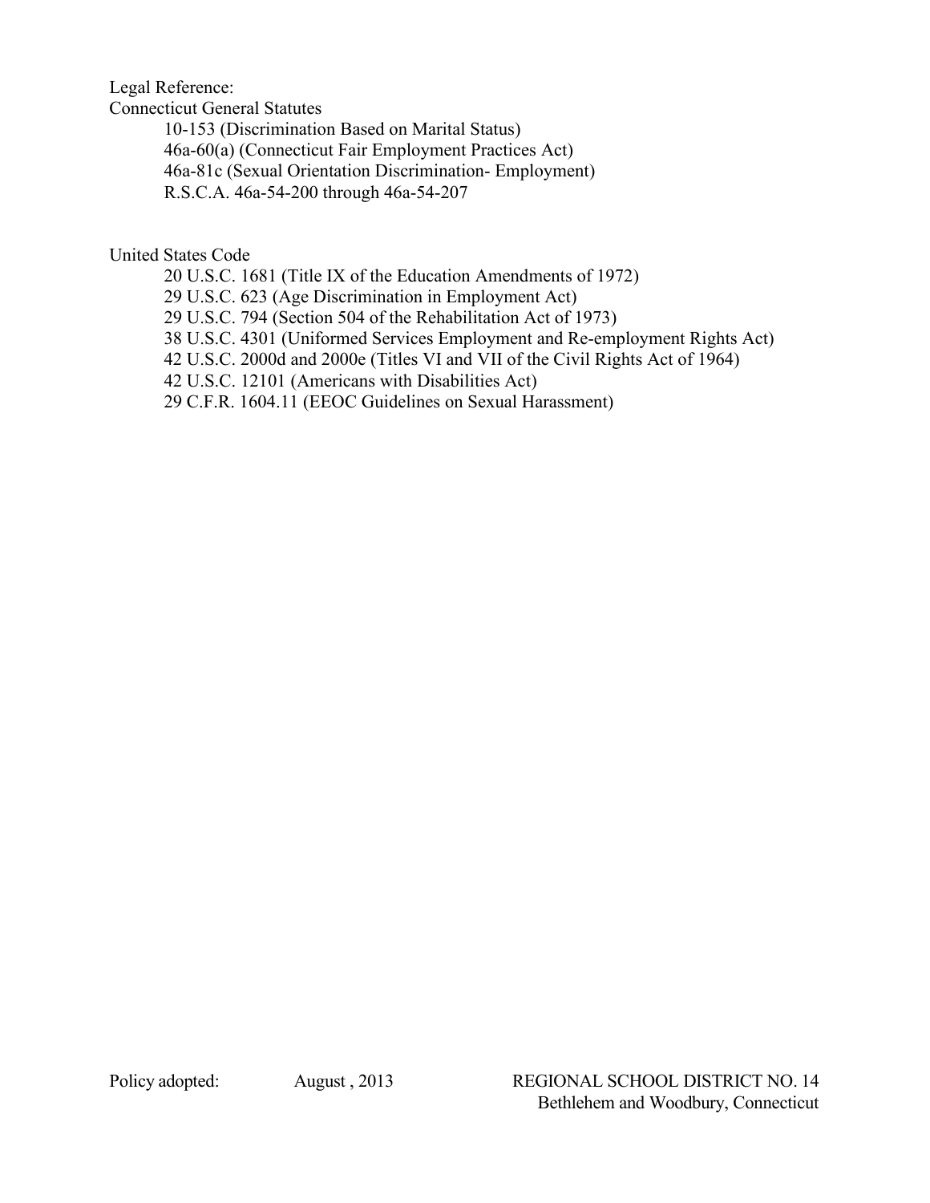Legal Reference:

Connecticut General Statutes

10-153 (Discrimination Based on Marital Status)

46a-60(a) (Connecticut Fair Employment Practices Act)

46a-81c (Sexual Orientation Discrimination- Employment)

R.S.C.A. 46a-54-200 through 46a-54-207

United States Code

20 U.S.C. 1681 (Title IX of the Education Amendments of 1972)

29 U.S.C. 623 (Age Discrimination in Employment Act)

29 U.S.C. 794 (Section 504 of the Rehabilitation Act of 1973)

38 U.S.C. 4301 (Uniformed Services Employment and Re-employment Rights Act)

42 U.S.C. 2000d and 2000e (Titles VI and VII of the Civil Rights Act of 1964)

42 U.S.C. 12101 (Americans with Disabilities Act)

29 C.F.R. 1604.11 (EEOC Guidelines on Sexual Harassment)

Policy adopted: August , 2013

REGIONAL SCHOOL DISTRICT NO. 14
Bethlehem and Woodbury, Connecticut